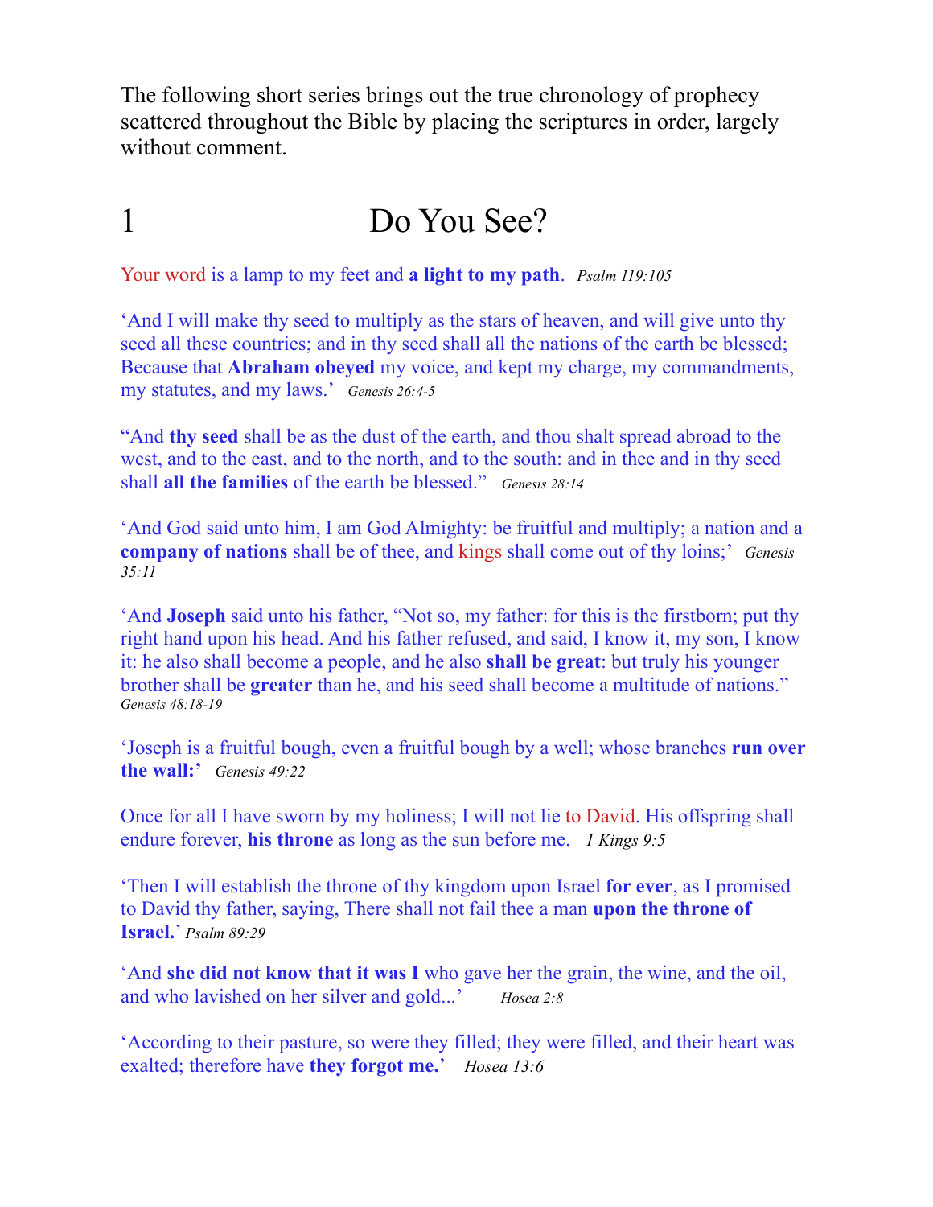The following short series brings out the true chronology of prophecy scattered throughout the Bible by placing the scriptures in order, largely without comment.

# 1 Do You See?

Your word is a lamp to my feet and **a light to my path**. *Psalm 119:105*

'And I will make thy seed to multiply as the stars of heaven, and will give unto thy seed all these countries; and in thy seed shall all the nations of the earth be blessed; Because that **Abraham obeyed** my voice, and kept my charge, my commandments, my statutes, and my laws.' *Genesis 26:4-5*

"And **thy seed** shall be as the dust of the earth, and thou shalt spread abroad to the west, and to the east, and to the north, and to the south: and in thee and in thy seed shall **all the families** of the earth be blessed." *Genesis 28:14*

'And God said unto him, I am God Almighty: be fruitful and multiply; a nation and a **company of nations** shall be of thee, and kings shall come out of thy loins;' *Genesis 35:11*

'And **Joseph** said unto his father, "Not so, my father: for this is the firstborn; put thy right hand upon his head. And his father refused, and said, I know it, my son, I know it: he also shall become a people, and he also **shall be great**: but truly his younger brother shall be **greater** than he, and his seed shall become a multitude of nations." *Genesis 48:18-19*

'Joseph is a fruitful bough, even a fruitful bough by a well; whose branches **run over the wall:'** *Genesis 49:22*

Once for all I have sworn by my holiness; I will not lie to David. His offspring shall endure forever, **his throne** as long as the sun before me. *1 Kings 9:5*

'Then I will establish the throne of thy kingdom upon Israel **for ever**, as I promised to David thy father, saying, There shall not fail thee a man **upon the throne of Israel.**' *Psalm 89:29*

'And **she did not know that it was I** who gave her the grain, the wine, and the oil, and who lavished on her silver and gold...' *Hosea 2:8*

'According to their pasture, so were they filled; they were filled, and their heart was exalted; therefore have **they forgot me.**' *Hosea 13:6*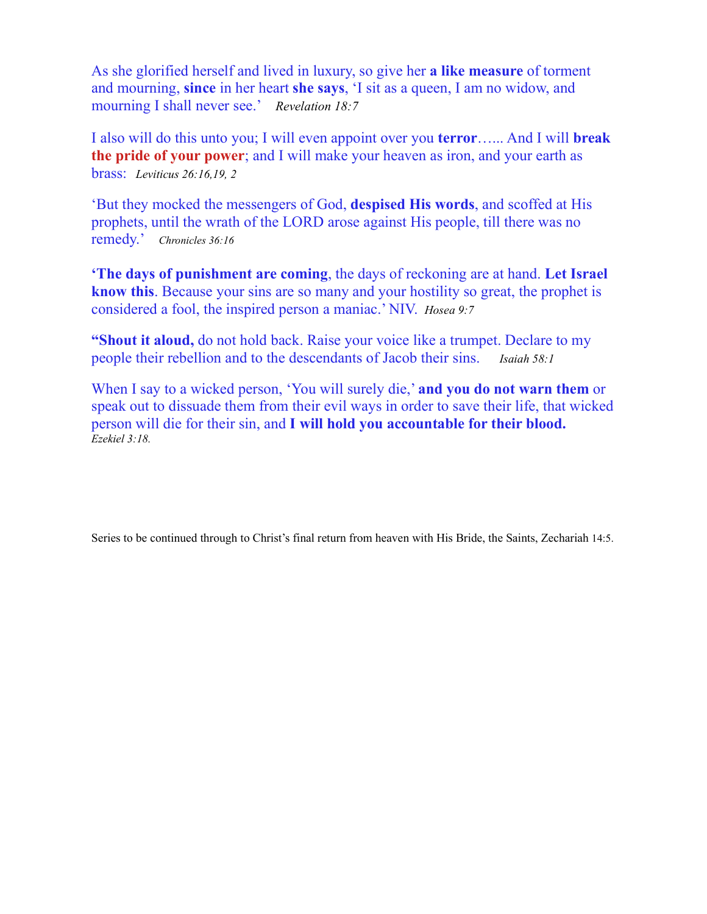As she glorified herself and lived in luxury, so give her **a like measure** of torment and mourning, **since** in her heart **she says**, 'I sit as a queen, I am no widow, and mourning I shall never see.' *Revelation 18:7*

I also will do this unto you; I will even appoint over you **terror**…... And I will **break the pride of your power**; and I will make your heaven as iron, and your earth as brass: *Leviticus 26:16,19, 2*

'But they mocked the messengers of God, **despised His words**, and scoffed at His prophets, until the wrath of the LORD arose against His people, till there was no remedy.' *Chronicles 36:16*

**'The days of punishment are coming**, the days of reckoning are at hand. **Let Israel know this**. Because your sins are so many and your hostility so great, the prophet is considered a fool, the inspired person a maniac.' NIV. *Hosea 9:7*

**"Shout it aloud,** do not hold back. Raise your voice like a trumpet. Declare to my people their rebellion and to the descendants of Jacob their sins. *Isaiah 58:1*

When I say to a wicked person, 'You will surely die,' **and you do not warn them** or speak out to dissuade them from their evil ways in order to save their life, that wicked person will die for their sin, and **I will hold you accountable for their blood.** *Ezekiel 3:18.*

Series to be continued through to Christ's final return from heaven with His Bride, the Saints, Zechariah 14:5.